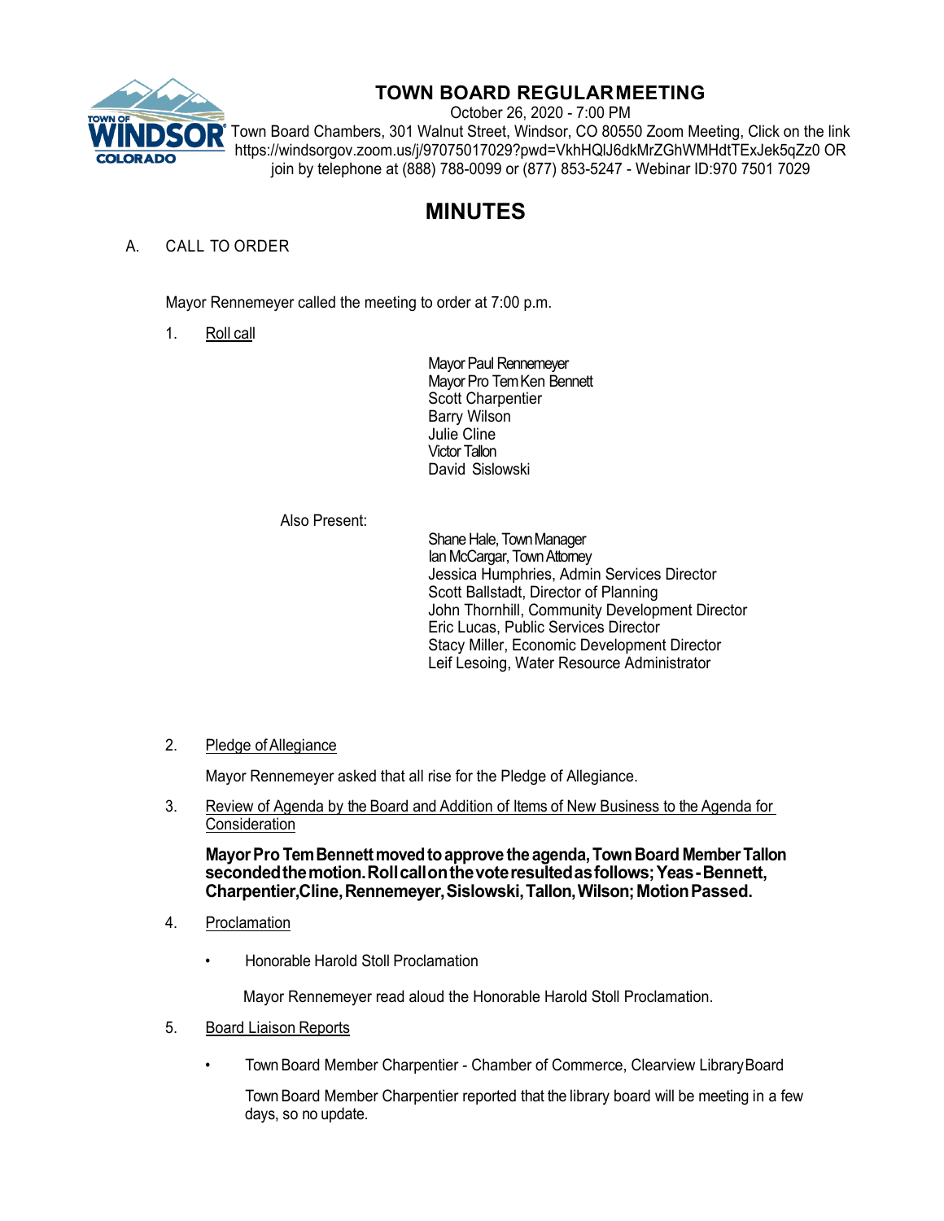# TOWN BOARD REGULAR MEETING

October 26, 2020 - 7:00 PM

Town Board Chambers, 301 Walnut Street, Windsor, CO 80550 Zoom Meeting, Click on the link https://windsorgov.zoom.us/j/97075017029?pwd=VkhHQlJ6dkMrZGhWMHdtTExJek5qZz0 OR join by telephone at (888) 788-0099 or (877) 853-5247 - Webinar ID:970 7501 7029

# MINUTES

A. CALL TO ORDER

Mayor Rennemeyer called the meeting to order at 7:00 p.m.

1. Roll call

Mayor Paul Rennemeyer
Mayor Pro Tem Ken Bennett
Scott Charpentier
Barry Wilson
Julie Cline
Victor Tallon
David Sislowski

Also Present:

Shane Hale, Town Manager
Ian McCargar, Town Attorney
Jessica Humphries, Admin Services Director
Scott Ballstadt, Director of Planning
John Thornhill, Community Development Director
Eric Lucas, Public Services Director
Stacy Miller, Economic Development Director
Leif Lesoing, Water Resource Administrator

2. Pledge of Allegiance

Mayor Rennemeyer asked that all rise for the Pledge of Allegiance.

3. Review of Agenda by the Board and Addition of Items of New Business to the Agenda for Consideration

**Mayor Pro Tem Bennett moved to approve the agenda, Town Board Member Tallon seconded the motion. Roll call on the vote resulted as follows; Yeas - Bennett, Charpentier, Cline, Rennemeyer, Sislowski, Tallon, Wilson; Motion Passed.**

4. Proclamation

- Honorable Harold Stoll Proclamation

Mayor Rennemeyer read aloud the Honorable Harold Stoll Proclamation.

5. Board Liaison Reports

- Town Board Member Charpentier - Chamber of Commerce, Clearview Library Board

Town Board Member Charpentier reported that the library board will be meeting in a few days, so no update.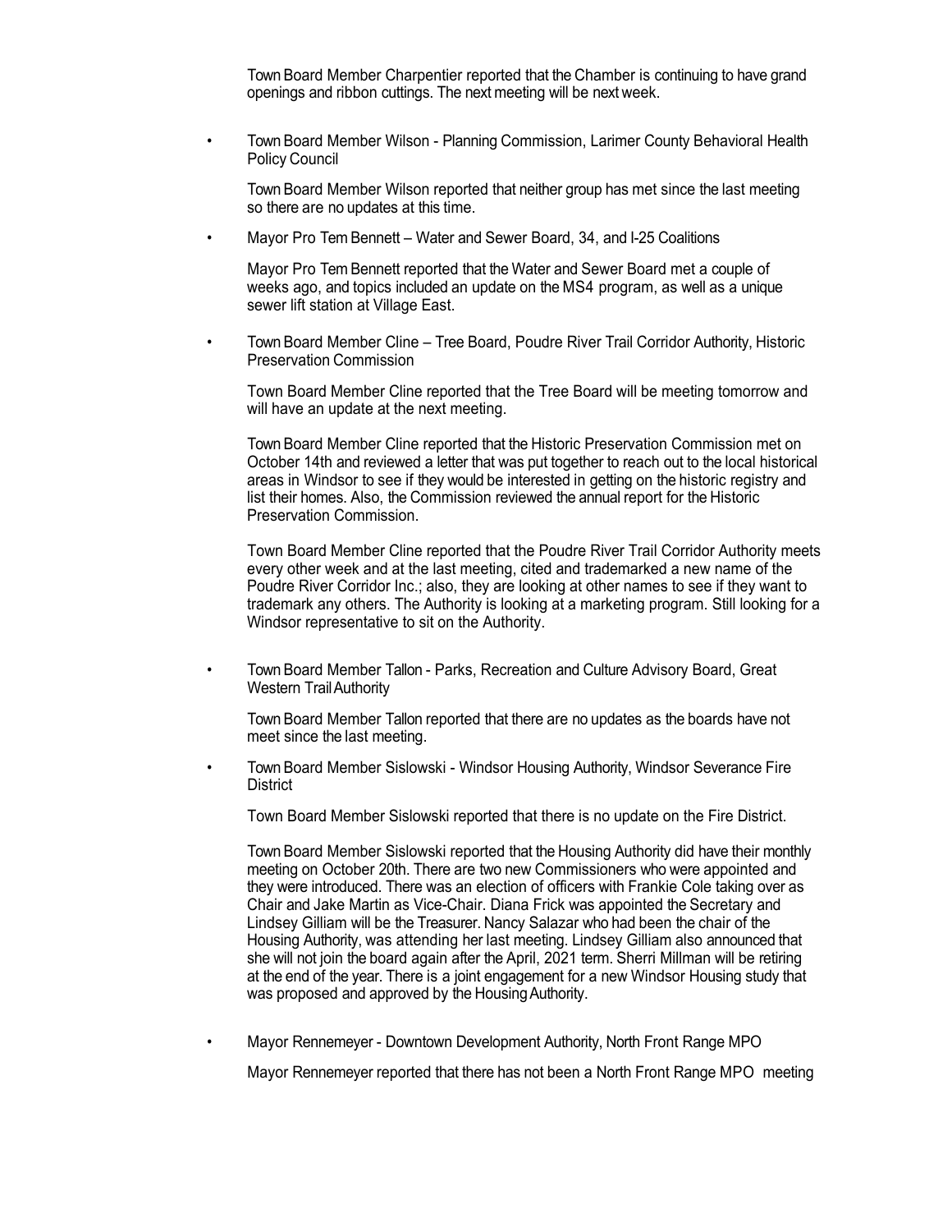Town Board Member Charpentier reported that the Chamber is continuing to have grand openings and ribbon cuttings. The next meeting will be next week.

- Town Board Member Wilson - Planning Commission, Larimer County Behavioral Health Policy Council

  Town Board Member Wilson reported that neither group has met since the last meeting so there are no updates at this time.

- Mayor Pro Tem Bennett – Water and Sewer Board, 34, and I-25 Coalitions

  Mayor Pro Tem Bennett reported that the Water and Sewer Board met a couple of weeks ago, and topics included an update on the MS4 program, as well as a unique sewer lift station at Village East.

- Town Board Member Cline – Tree Board, Poudre River Trail Corridor Authority, Historic Preservation Commission

  Town Board Member Cline reported that the Tree Board will be meeting tomorrow and will have an update at the next meeting.

  Town Board Member Cline reported that the Historic Preservation Commission met on October 14th and reviewed a letter that was put together to reach out to the local historical areas in Windsor to see if they would be interested in getting on the historic registry and list their homes. Also, the Commission reviewed the annual report for the Historic Preservation Commission.

  Town Board Member Cline reported that the Poudre River Trail Corridor Authority meets every other week and at the last meeting, cited and trademarked a new name of the Poudre River Corridor Inc.; also, they are looking at other names to see if they want to trademark any others. The Authority is looking at a marketing program. Still looking for a Windsor representative to sit on the Authority.

- Town Board Member Tallon - Parks, Recreation and Culture Advisory Board, Great Western Trail Authority

  Town Board Member Tallon reported that there are no updates as the boards have not meet since the last meeting.

- Town Board Member Sislowski - Windsor Housing Authority, Windsor Severance Fire District

  Town Board Member Sislowski reported that there is no update on the Fire District.

  Town Board Member Sislowski reported that the Housing Authority did have their monthly meeting on October 20th. There are two new Commissioners who were appointed and they were introduced. There was an election of officers with Frankie Cole taking over as Chair and Jake Martin as Vice-Chair. Diana Frick was appointed the Secretary and Lindsey Gilliam will be the Treasurer. Nancy Salazar who had been the chair of the Housing Authority, was attending her last meeting. Lindsey Gilliam also announced that she will not join the board again after the April, 2021 term. Sherri Millman will be retiring at the end of the year. There is a joint engagement for a new Windsor Housing study that was proposed and approved by the Housing Authority.

- Mayor Rennemeyer - Downtown Development Authority, North Front Range MPO

  Mayor Rennemeyer reported that there has not been a North Front Range MPO meeting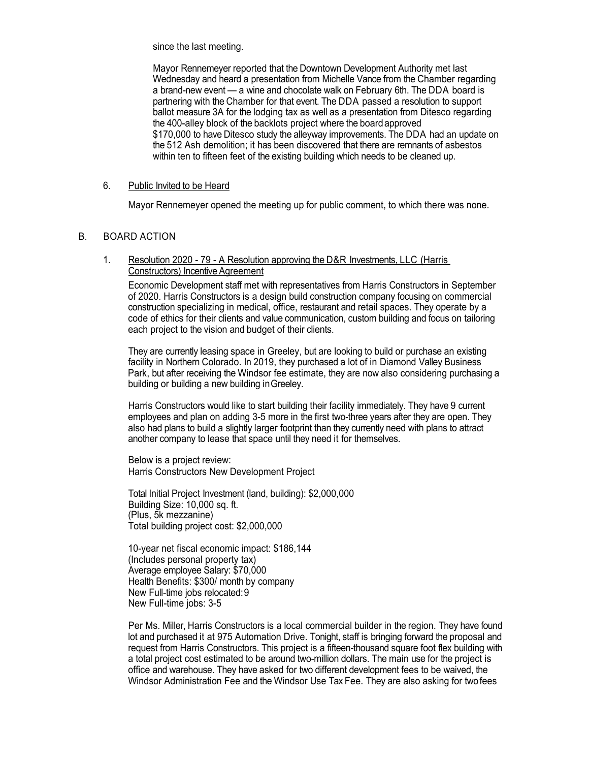since the last meeting.

Mayor Rennemeyer reported that the Downtown Development Authority met last Wednesday and heard a presentation from Michelle Vance from the Chamber regarding a brand-new event — a wine and chocolate walk on February 6th. The DDA board is partnering with the Chamber for that event. The DDA passed a resolution to support ballot measure 3A for the lodging tax as well as a presentation from Ditesco regarding the 400-alley block of the backlots project where the board approved $170,000 to have Ditesco study the alleyway improvements. The DDA had an update on the 512 Ash demolition; it has been discovered that there are remnants of asbestos within ten to fifteen feet of the existing building which needs to be cleaned up.

6. Public Invited to be Heard

Mayor Rennemeyer opened the meeting up for public comment, to which there was none.

## B. BOARD ACTION

1. Resolution 2020 - 79 - A Resolution approving the D&R Investments, LLC (Harris Constructors) Incentive Agreement

Economic Development staff met with representatives from Harris Constructors in September of 2020. Harris Constructors is a design build construction company focusing on commercial construction specializing in medical, office, restaurant and retail spaces. They operate by a code of ethics for their clients and value communication, custom building and focus on tailoring each project to the vision and budget of their clients.

They are currently leasing space in Greeley, but are looking to build or purchase an existing facility in Northern Colorado. In 2019, they purchased a lot of in Diamond Valley Business Park, but after receiving the Windsor fee estimate, they are now also considering purchasing a building or building a new building in Greeley.

Harris Constructors would like to start building their facility immediately. They have 9 current employees and plan on adding 3-5 more in the first two-three years after they are open. They also had plans to build a slightly larger footprint than they currently need with plans to attract another company to lease that space until they need it for themselves.

Below is a project review:
Harris Constructors New Development Project

Total Initial Project Investment (land, building): $2,000,000
Building Size: 10,000 sq. ft.
(Plus, 5k mezzanine)
Total building project cost: $2,000,000

10-year net fiscal economic impact: $186,144
(Includes personal property tax)
Average employee Salary: $70,000
Health Benefits: $300/ month by company
New Full-time jobs relocated: 9
New Full-time jobs: 3-5

Per Ms. Miller, Harris Constructors is a local commercial builder in the region. They have found lot and purchased it at 975 Automation Drive. Tonight, staff is bringing forward the proposal and request from Harris Constructors. This project is a fifteen-thousand square foot flex building with a total project cost estimated to be around two-million dollars. The main use for the project is office and warehouse. They have asked for two different development fees to be waived, the Windsor Administration Fee and the Windsor Use Tax Fee. They are also asking for two fees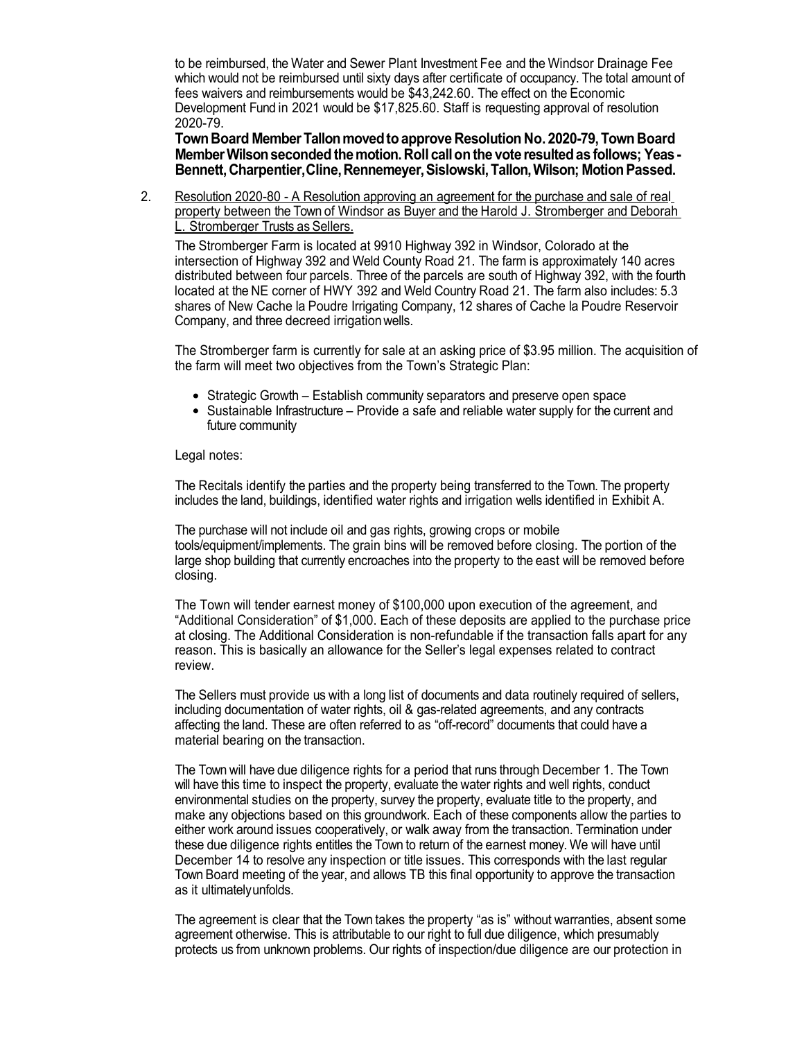to be reimbursed, the Water and Sewer Plant Investment Fee and the Windsor Drainage Fee which would not be reimbursed until sixty days after certificate of occupancy. The total amount of fees waivers and reimbursements would be $43,242.60. The effect on the Economic Development Fund in 2021 would be $17,825.60. Staff is requesting approval of resolution 2020-79.

**Town Board Member Tallon moved to approve Resolution No. 2020-79, Town Board Member Wilson seconded the motion. Roll call on the vote resulted as follows; Yeas - Bennett, Charpentier, Cline, Rennemeyer, Sislowski, Tallon, Wilson; Motion Passed.**

2. Resolution 2020-80 - A Resolution approving an agreement for the purchase and sale of real property between the Town of Windsor as Buyer and the Harold J. Stromberger and Deborah L. Stromberger Trusts as Sellers.

   The Stromberger Farm is located at 9910 Highway 392 in Windsor, Colorado at the intersection of Highway 392 and Weld County Road 21. The farm is approximately 140 acres distributed between four parcels. Three of the parcels are south of Highway 392, with the fourth located at the NE corner of HWY 392 and Weld Country Road 21. The farm also includes: 5.3 shares of New Cache la Poudre Irrigating Company, 12 shares of Cache la Poudre Reservoir Company, and three decreed irrigation wells.

   The Stromberger farm is currently for sale at an asking price of $3.95 million. The acquisition of the farm will meet two objectives from the Town's Strategic Plan:

   - Strategic Growth – Establish community separators and preserve open space
   - Sustainable Infrastructure – Provide a safe and reliable water supply for the current and future community

   Legal notes:

   The Recitals identify the parties and the property being transferred to the Town. The property includes the land, buildings, identified water rights and irrigation wells identified in Exhibit A.

   The purchase will not include oil and gas rights, growing crops or mobile tools/equipment/implements. The grain bins will be removed before closing. The portion of the large shop building that currently encroaches into the property to the east will be removed before closing.

   The Town will tender earnest money of $100,000 upon execution of the agreement, and "Additional Consideration" of $1,000. Each of these deposits are applied to the purchase price at closing. The Additional Consideration is non-refundable if the transaction falls apart for any reason. This is basically an allowance for the Seller's legal expenses related to contract review.

   The Sellers must provide us with a long list of documents and data routinely required of sellers, including documentation of water rights, oil & gas-related agreements, and any contracts affecting the land. These are often referred to as "off-record" documents that could have a material bearing on the transaction.

   The Town will have due diligence rights for a period that runs through December 1. The Town will have this time to inspect the property, evaluate the water rights and well rights, conduct environmental studies on the property, survey the property, evaluate title to the property, and make any objections based on this groundwork. Each of these components allow the parties to either work around issues cooperatively, or walk away from the transaction. Termination under these due diligence rights entitles the Town to return of the earnest money. We will have until December 14 to resolve any inspection or title issues. This corresponds with the last regular Town Board meeting of the year, and allows TB this final opportunity to approve the transaction as it ultimately unfolds.

   The agreement is clear that the Town takes the property "as is" without warranties, absent some agreement otherwise. This is attributable to our right to full due diligence, which presumably protects us from unknown problems. Our rights of inspection/due diligence are our protection in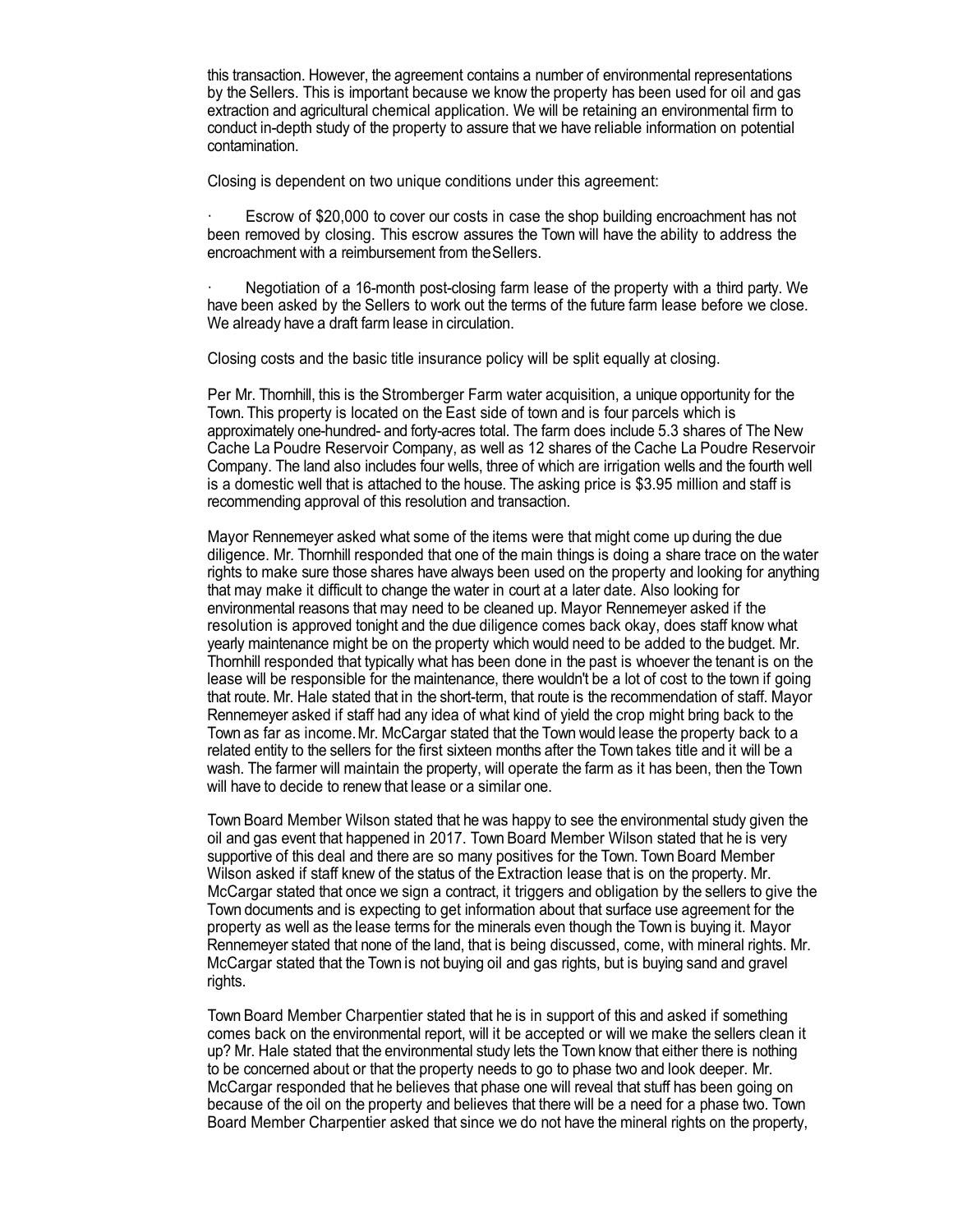this transaction. However, the agreement contains a number of environmental representations by the Sellers. This is important because we know the property has been used for oil and gas extraction and agricultural chemical application. We will be retaining an environmental firm to conduct in-depth study of the property to assure that we have reliable information on potential contamination.

Closing is dependent on two unique conditions under this agreement:

· Escrow of $20,000 to cover our costs in case the shop building encroachment has not been removed by closing. This escrow assures the Town will have the ability to address the encroachment with a reimbursement from the Sellers.

· Negotiation of a 16-month post-closing farm lease of the property with a third party. We have been asked by the Sellers to work out the terms of the future farm lease before we close. We already have a draft farm lease in circulation.

Closing costs and the basic title insurance policy will be split equally at closing.

Per Mr. Thornhill, this is the Stromberger Farm water acquisition, a unique opportunity for the Town. This property is located on the East side of town and is four parcels which is approximately one-hundred- and forty-acres total. The farm does include 5.3 shares of The New Cache La Poudre Reservoir Company, as well as 12 shares of the Cache La Poudre Reservoir Company. The land also includes four wells, three of which are irrigation wells and the fourth well is a domestic well that is attached to the house. The asking price is $3.95 million and staff is recommending approval of this resolution and transaction.

Mayor Rennemeyer asked what some of the items were that might come up during the due diligence. Mr. Thornhill responded that one of the main things is doing a share trace on the water rights to make sure those shares have always been used on the property and looking for anything that may make it difficult to change the water in court at a later date. Also looking for environmental reasons that may need to be cleaned up. Mayor Rennemeyer asked if the resolution is approved tonight and the due diligence comes back okay, does staff know what yearly maintenance might be on the property which would need to be added to the budget. Mr. Thornhill responded that typically what has been done in the past is whoever the tenant is on the lease will be responsible for the maintenance, there wouldn't be a lot of cost to the town if going that route. Mr. Hale stated that in the short-term, that route is the recommendation of staff. Mayor Rennemeyer asked if staff had any idea of what kind of yield the crop might bring back to the Town as far as income. Mr. McCargar stated that the Town would lease the property back to a related entity to the sellers for the first sixteen months after the Town takes title and it will be a wash. The farmer will maintain the property, will operate the farm as it has been, then the Town will have to decide to renew that lease or a similar one.

Town Board Member Wilson stated that he was happy to see the environmental study given the oil and gas event that happened in 2017. Town Board Member Wilson stated that he is very supportive of this deal and there are so many positives for the Town. Town Board Member Wilson asked if staff knew of the status of the Extraction lease that is on the property. Mr. McCargar stated that once we sign a contract, it triggers and obligation by the sellers to give the Town documents and is expecting to get information about that surface use agreement for the property as well as the lease terms for the minerals even though the Town is buying it. Mayor Rennemeyer stated that none of the land, that is being discussed, come, with mineral rights. Mr. McCargar stated that the Town is not buying oil and gas rights, but is buying sand and gravel rights.

Town Board Member Charpentier stated that he is in support of this and asked if something comes back on the environmental report, will it be accepted or will we make the sellers clean it up? Mr. Hale stated that the environmental study lets the Town know that either there is nothing to be concerned about or that the property needs to go to phase two and look deeper. Mr. McCargar responded that he believes that phase one will reveal that stuff has been going on because of the oil on the property and believes that there will be a need for a phase two. Town Board Member Charpentier asked that since we do not have the mineral rights on the property,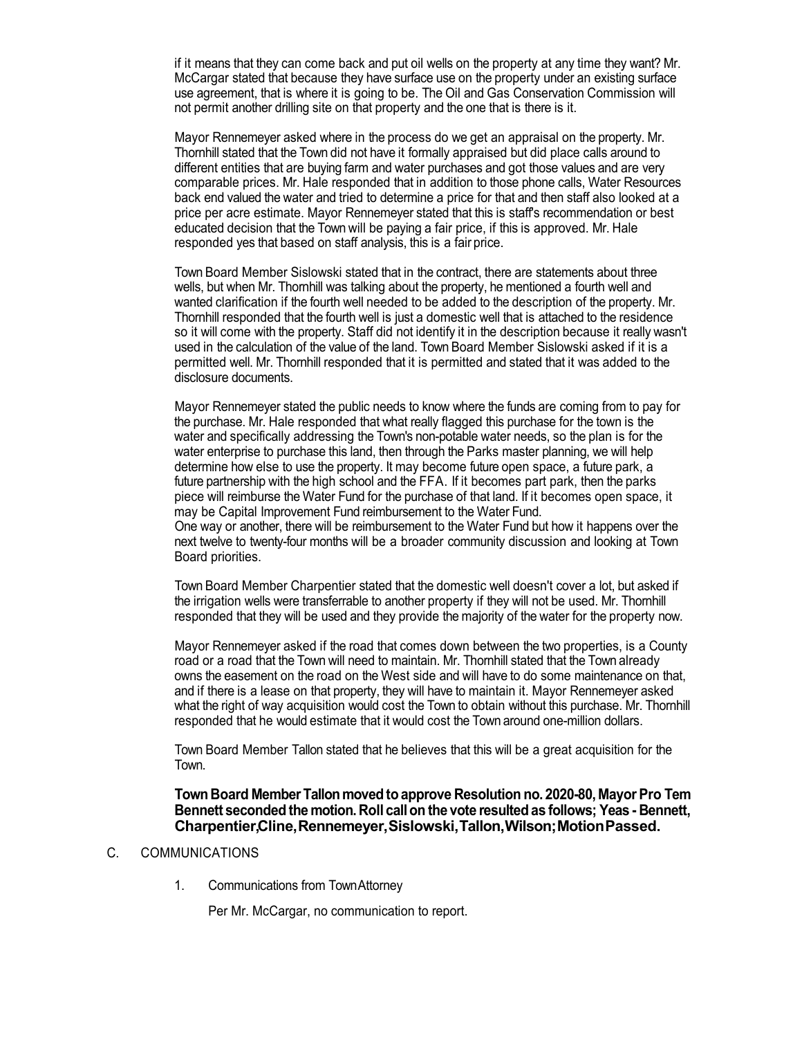if it means that they can come back and put oil wells on the property at any time they want? Mr. McCargar stated that because they have surface use on the property under an existing surface use agreement, that is where it is going to be. The Oil and Gas Conservation Commission will not permit another drilling site on that property and the one that is there is it.

Mayor Rennemeyer asked where in the process do we get an appraisal on the property. Mr. Thornhill stated that the Town did not have it formally appraised but did place calls around to different entities that are buying farm and water purchases and got those values and are very comparable prices. Mr. Hale responded that in addition to those phone calls, Water Resources back end valued the water and tried to determine a price for that and then staff also looked at a price per acre estimate. Mayor Rennemeyer stated that this is staff's recommendation or best educated decision that the Town will be paying a fair price, if this is approved. Mr. Hale responded yes that based on staff analysis, this is a fair price.

Town Board Member Sislowski stated that in the contract, there are statements about three wells, but when Mr. Thornhill was talking about the property, he mentioned a fourth well and wanted clarification if the fourth well needed to be added to the description of the property. Mr. Thornhill responded that the fourth well is just a domestic well that is attached to the residence so it will come with the property. Staff did not identify it in the description because it really wasn't used in the calculation of the value of the land. Town Board Member Sislowski asked if it is a permitted well. Mr. Thornhill responded that it is permitted and stated that it was added to the disclosure documents.

Mayor Rennemeyer stated the public needs to know where the funds are coming from to pay for the purchase. Mr. Hale responded that what really flagged this purchase for the town is the water and specifically addressing the Town's non-potable water needs, so the plan is for the water enterprise to purchase this land, then through the Parks master planning, we will help determine how else to use the property. It may become future open space, a future park, a future partnership with the high school and the FFA. If it becomes part park, then the parks piece will reimburse the Water Fund for the purchase of that land. If it becomes open space, it may be Capital Improvement Fund reimbursement to the Water Fund.
One way or another, there will be reimbursement to the Water Fund but how it happens over the next twelve to twenty-four months will be a broader community discussion and looking at Town Board priorities.

Town Board Member Charpentier stated that the domestic well doesn't cover a lot, but asked if the irrigation wells were transferrable to another property if they will not be used. Mr. Thornhill responded that they will be used and they provide the majority of the water for the property now.

Mayor Rennemeyer asked if the road that comes down between the two properties, is a County road or a road that the Town will need to maintain. Mr. Thornhill stated that the Town already owns the easement on the road on the West side and will have to do some maintenance on that, and if there is a lease on that property, they will have to maintain it. Mayor Rennemeyer asked what the right of way acquisition would cost the Town to obtain without this purchase. Mr. Thornhill responded that he would estimate that it would cost the Town around one-million dollars.

Town Board Member Tallon stated that he believes that this will be a great acquisition for the Town.

**Town Board Member Tallon moved to approve Resolution no. 2020-80, Mayor Pro Tem Bennett seconded the motion. Roll call on the vote resulted as follows; Yeas - Bennett, Charpentier, Cline, Rennemeyer, Sislowski, Tallon, Wilson; Motion Passed.**

C. COMMUNICATIONS

1. Communications from Town Attorney

   Per Mr. McCargar, no communication to report.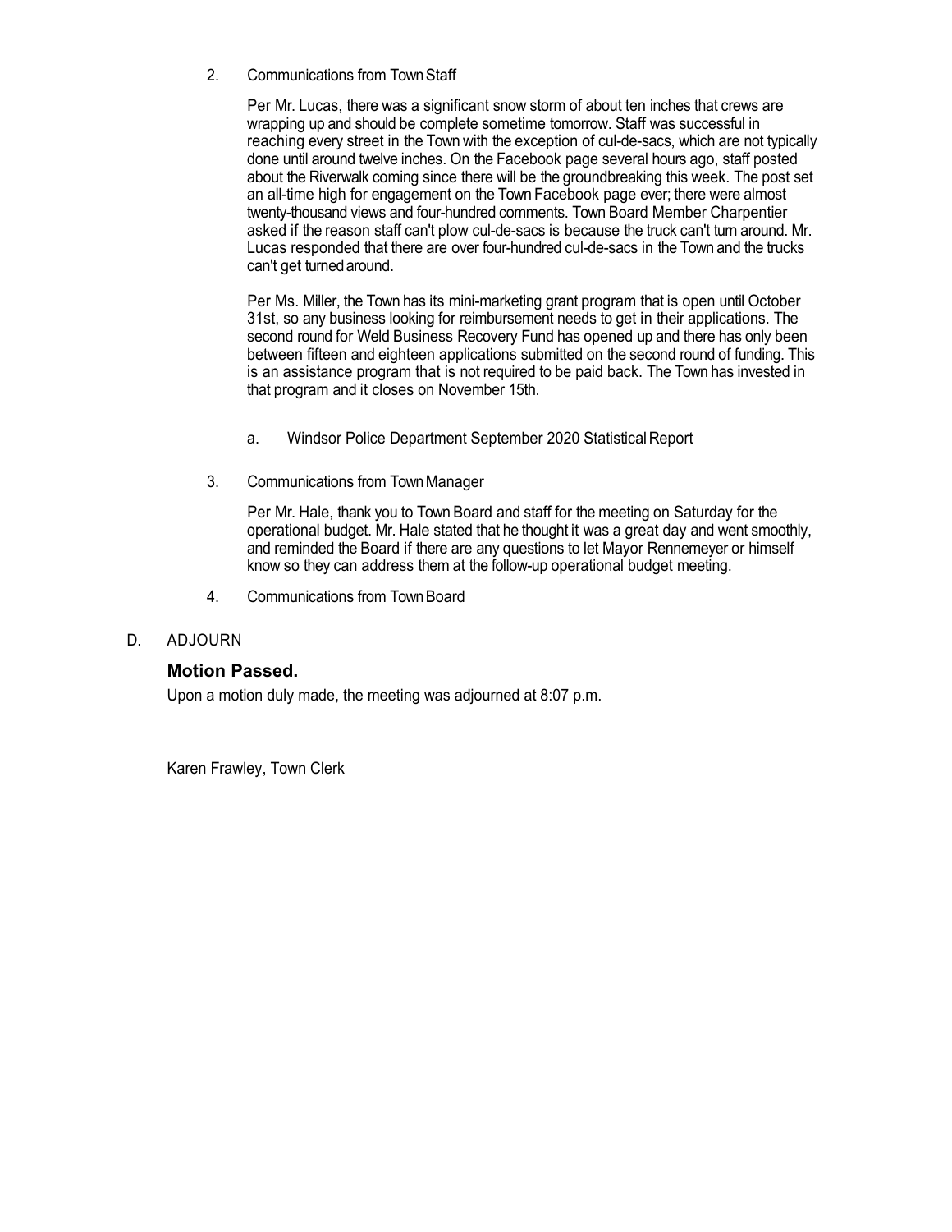2. Communications from Town Staff

   Per Mr. Lucas, there was a significant snow storm of about ten inches that crews are wrapping up and should be complete sometime tomorrow. Staff was successful in reaching every street in the Town with the exception of cul-de-sacs, which are not typically done until around twelve inches. On the Facebook page several hours ago, staff posted about the Riverwalk coming since there will be the groundbreaking this week. The post set an all-time high for engagement on the Town Facebook page ever; there were almost twenty-thousand views and four-hundred comments. Town Board Member Charpentier asked if the reason staff can't plow cul-de-sacs is because the truck can't turn around. Mr. Lucas responded that there are over four-hundred cul-de-sacs in the Town and the trucks can't get turned around.

   Per Ms. Miller, the Town has its mini-marketing grant program that is open until October 31st, so any business looking for reimbursement needs to get in their applications. The second round for Weld Business Recovery Fund has opened up and there has only been between fifteen and eighteen applications submitted on the second round of funding. This is an assistance program that is not required to be paid back. The Town has invested in that program and it closes on November 15th.

   a. Windsor Police Department September 2020 Statistical Report

3. Communications from Town Manager

   Per Mr. Hale, thank you to Town Board and staff for the meeting on Saturday for the operational budget. Mr. Hale stated that he thought it was a great day and went smoothly, and reminded the Board if there are any questions to let Mayor Rennemeyer or himself know so they can address them at the follow-up operational budget meeting.

4. Communications from Town Board

D. ADJOURN

**Motion Passed.**

Upon a motion duly made, the meeting was adjourned at 8:07 p.m.

Karen Frawley, Town Clerk